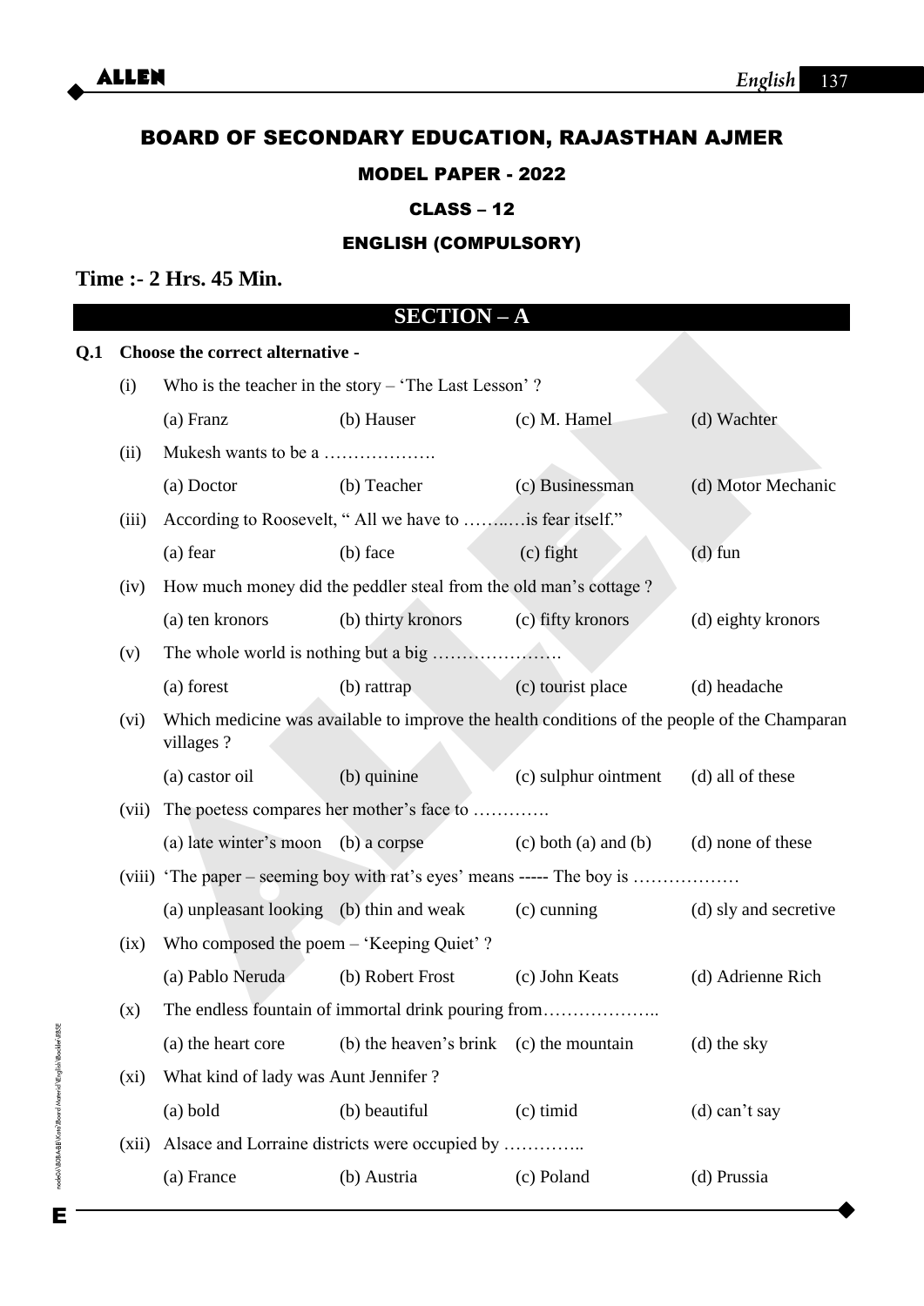# BOARD OF SECONDARY EDUCATION, RAJASTHAN AJMER

## MODEL PAPER - 2022

### CLASS – 12

### ENGLISH (COMPULSORY)

**Time :- 2 Hrs. 45 Min.**

## SECTION – A

**Q.1 Choose the correct alternative -**

(i) Who is the teacher in the story – 'The Last Lesson' ?

(a) Franz (b) Hauser (c) M. Hamel (d) Wachter

(ii) Mukesh wants to be a ……………….

(a) Doctor (b) Teacher (c) Businessman (d) Motor Mechanic

(iii) According to Roosevelt, " All we have to ……..…is fear itself."

(a) fear (b) face (c) fight (d) fun

(iv) How much money did the peddler steal from the old man's cottage ?

(a) ten kronors (b) thirty kronors (c) fifty kronors (d) eighty kronors

(v) The whole world is nothing but a big ………………….

(a) forest (b) rattrap (c) tourist place (d) headache

(vi) Which medicine was available to improve the health conditions of the people of the Champaran villages ?

(a) castor oil (b) quinine (c) sulphur ointment (d) all of these

(vii) The poetess compares her mother's face to ………….

(a) late winter's moon (b) a corpse (c) both (a) and (b) (d) none of these

(viii) 'The paper – seeming boy with rat's eyes' means ----- The boy is ………………

(a) unpleasant looking (b) thin and weak (c) cunning (d) sly and secretive

(ix) Who composed the poem – 'Keeping Quiet' ?

(a) Pablo Neruda (b) Robert Frost (c) John Keats (d) Adrienne Rich

(x) The endless fountain of immortal drink pouring from………………..

(a) the heart core (b) the heaven's brink (c) the mountain (d) the sky

(xi) What kind of lady was Aunt Jennifer ?

(a) bold (b) beautiful (c) timid (d) can't say

(xii) Alsace and Lorraine districts were occupied by …………..

(a) France (b) Austria (c) Poland (d) Prussia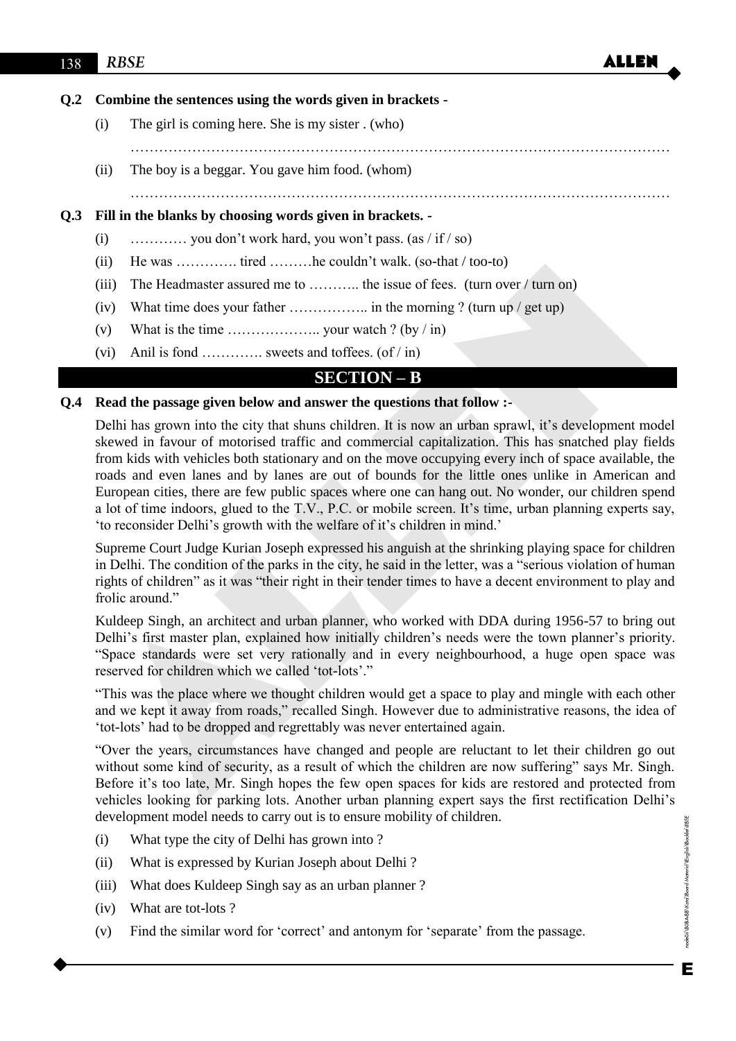**Q.2 Combine the sentences using the words given in brackets -**

(i) The girl is coming here. She is my sister . (who)

…………………………………………………………………………………………………

(ii) The boy is a beggar. You gave him food. (whom)

…………………………………………………………………………………………………

**Q.3 Fill in the blanks by choosing words given in brackets. -**

(i) ………… you don't work hard, you won't pass. (as / if / so)

(ii) He was …………. tired ………he couldn't walk. (so-that / too-to)

(iii) The Headmaster assured me to ……….. the issue of fees. (turn over / turn on)

(iv) What time does your father …………….. in the morning ? (turn up / get up)

(v) What is the time ……………….. your watch ? (by / in)

(vi) Anil is fond …………. sweets and toffees. (of / in)

## SECTION – B

**Q.4 Read the passage given below and answer the questions that follow :-**

Delhi has grown into the city that shuns children. It is now an urban sprawl, it's development model skewed in favour of motorised traffic and commercial capitalization. This has snatched play fields from kids with vehicles both stationary and on the move occupying every inch of space available, the roads and even lanes and by lanes are out of bounds for the little ones unlike in American and European cities, there are few public spaces where one can hang out. No wonder, our children spend a lot of time indoors, glued to the T.V., P.C. or mobile screen. It's time, urban planning experts say, 'to reconsider Delhi's growth with the welfare of it's children in mind.'

Supreme Court Judge Kurian Joseph expressed his anguish at the shrinking playing space for children in Delhi. The condition of the parks in the city, he said in the letter, was a "serious violation of human rights of children" as it was "their right in their tender times to have a decent environment to play and frolic around."

Kuldeep Singh, an architect and urban planner, who worked with DDA during 1956-57 to bring out Delhi's first master plan, explained how initially children's needs were the town planner's priority. "Space standards were set very rationally and in every neighbourhood, a huge open space was reserved for children which we called 'tot-lots'."

"This was the place where we thought children would get a space to play and mingle with each other and we kept it away from roads," recalled Singh. However due to administrative reasons, the idea of 'tot-lots' had to be dropped and regrettably was never entertained again.

"Over the years, circumstances have changed and people are reluctant to let their children go out without some kind of security, as a result of which the children are now suffering" says Mr. Singh. Before it's too late, Mr. Singh hopes the few open spaces for kids are restored and protected from vehicles looking for parking lots. Another urban planning expert says the first rectification Delhi's development model needs to carry out is to ensure mobility of children.

(i) What type the city of Delhi has grown into ?

(ii) What is expressed by Kurian Joseph about Delhi ?

(iii) What does Kuldeep Singh say as an urban planner ?

(iv) What are tot-lots ?

(v) Find the similar word for 'correct' and antonym for 'separate' from the passage.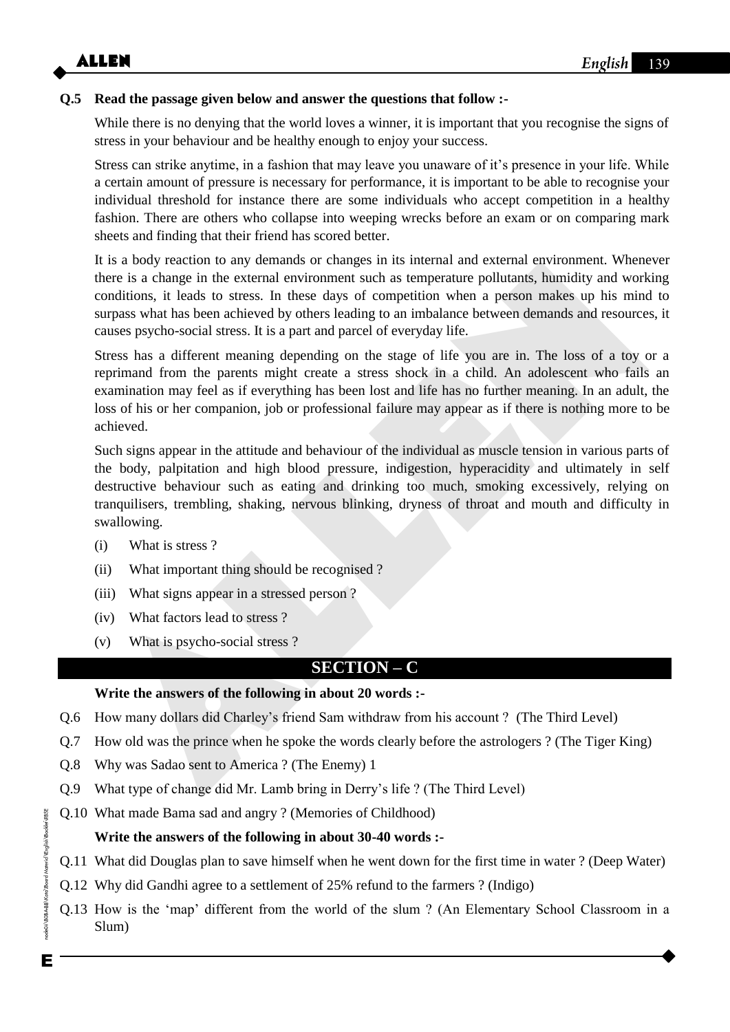**Q.5 Read the passage given below and answer the questions that follow :-**

While there is no denying that the world loves a winner, it is important that you recognise the signs of stress in your behaviour and be healthy enough to enjoy your success.

Stress can strike anytime, in a fashion that may leave you unaware of it's presence in your life. While a certain amount of pressure is necessary for performance, it is important to be able to recognise your individual threshold for instance there are some individuals who accept competition in a healthy fashion. There are others who collapse into weeping wrecks before an exam or on comparing mark sheets and finding that their friend has scored better.

It is a body reaction to any demands or changes in its internal and external environment. Whenever there is a change in the external environment such as temperature pollutants, humidity and working conditions, it leads to stress. In these days of competition when a person makes up his mind to surpass what has been achieved by others leading to an imbalance between demands and resources, it causes psycho-social stress. It is a part and parcel of everyday life.

Stress has a different meaning depending on the stage of life you are in. The loss of a toy or a reprimand from the parents might create a stress shock in a child. An adolescent who fails an examination may feel as if everything has been lost and life has no further meaning. In an adult, the loss of his or her companion, job or professional failure may appear as if there is nothing more to be achieved.

Such signs appear in the attitude and behaviour of the individual as muscle tension in various parts of the body, palpitation and high blood pressure, indigestion, hyperacidity and ultimately in self destructive behaviour such as eating and drinking too much, smoking excessively, relying on tranquilisers, trembling, shaking, nervous blinking, dryness of throat and mouth and difficulty in swallowing.

(i) What is stress ?

(ii) What important thing should be recognised ?

(iii) What signs appear in a stressed person ?

(iv) What factors lead to stress ?

(v) What is psycho-social stress ?

## SECTION – C

**Write the answers of the following in about 20 words :-**

Q.6 How many dollars did Charley's friend Sam withdraw from his account ? (The Third Level)

Q.7 How old was the prince when he spoke the words clearly before the astrologers ? (The Tiger King)

Q.8 Why was Sadao sent to America ? (The Enemy) 1

Q.9 What type of change did Mr. Lamb bring in Derry's life ? (The Third Level)

Q.10 What made Bama sad and angry ? (Memories of Childhood)

**Write the answers of the following in about 30-40 words :-**

Q.11 What did Douglas plan to save himself when he went down for the first time in water ? (Deep Water)

Q.12 Why did Gandhi agree to a settlement of 25% refund to the farmers ? (Indigo)

Q.13 How is the 'map' different from the world of the slum ? (An Elementary School Classroom in a Slum)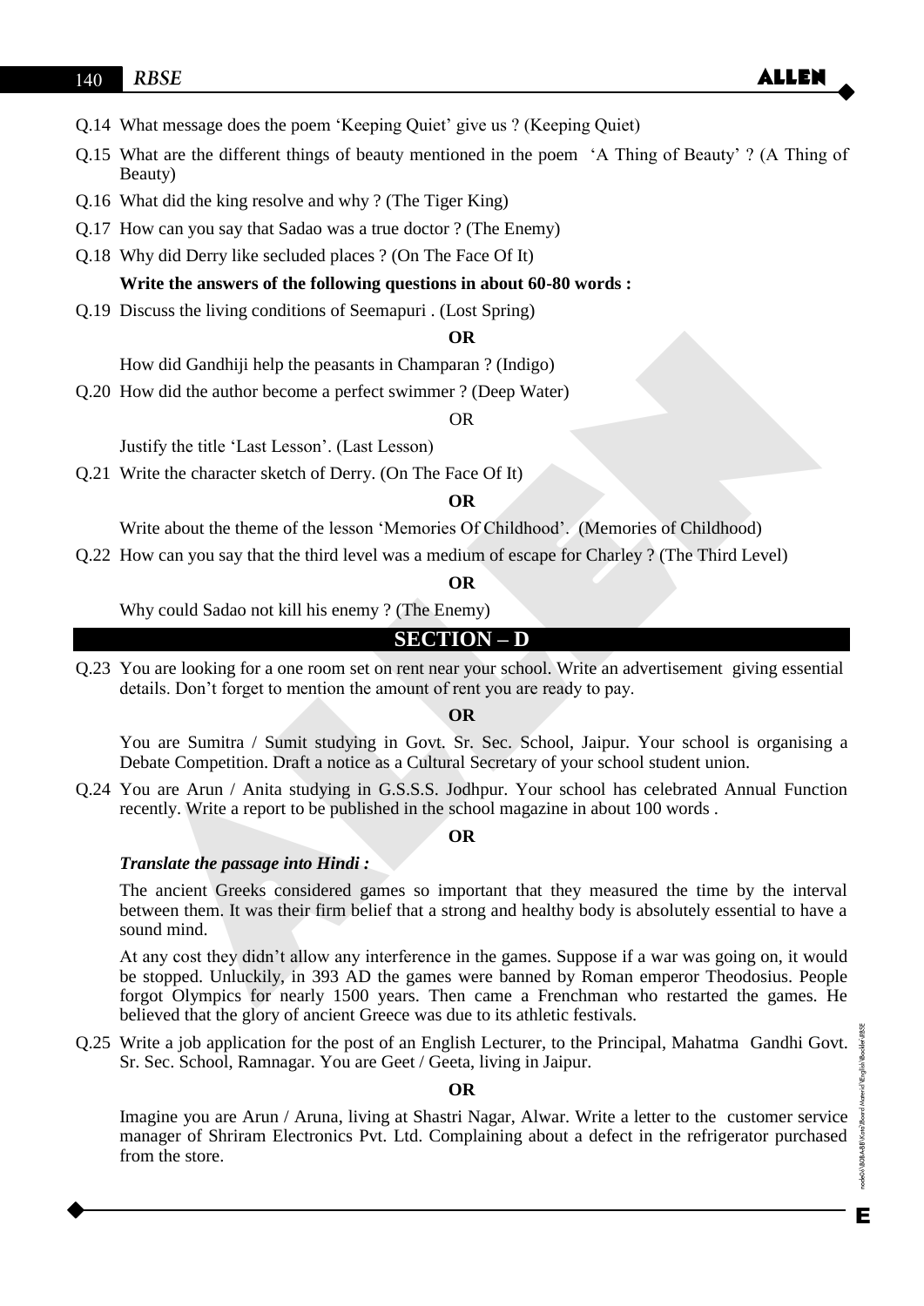Q.14 What message does the poem 'Keeping Quiet' give us ? (Keeping Quiet)

Q.15 What are the different things of beauty mentioned in the poem 'A Thing of Beauty' ? (A Thing of Beauty)

Q.16 What did the king resolve and why ? (The Tiger King)

Q.17 How can you say that Sadao was a true doctor ? (The Enemy)

Q.18 Why did Derry like secluded places ? (On The Face Of It)

**Write the answers of the following questions in about 60-80 words :**

Q.19 Discuss the living conditions of Seemapuri . (Lost Spring)

**OR**

How did Gandhiji help the peasants in Champaran ? (Indigo)

Q.20 How did the author become a perfect swimmer ? (Deep Water)

OR

Justify the title 'Last Lesson'. (Last Lesson)

Q.21 Write the character sketch of Derry. (On The Face Of It)

**OR**

Write about the theme of the lesson 'Memories Of Childhood'. (Memories of Childhood)

Q.22 How can you say that the third level was a medium of escape for Charley ? (The Third Level)

**OR**

Why could Sadao not kill his enemy ? (The Enemy)

## SECTION – D

Q.23 You are looking for a one room set on rent near your school. Write an advertisement giving essential details. Don't forget to mention the amount of rent you are ready to pay.

**OR**

You are Sumitra / Sumit studying in Govt. Sr. Sec. School, Jaipur. Your school is organising a Debate Competition. Draft a notice as a Cultural Secretary of your school student union.

Q.24 You are Arun / Anita studying in G.S.S.S. Jodhpur. Your school has celebrated Annual Function recently. Write a report to be published in the school magazine in about 100 words .

**OR**

***Translate the passage into Hindi :***

The ancient Greeks considered games so important that they measured the time by the interval between them. It was their firm belief that a strong and healthy body is absolutely essential to have a sound mind.

At any cost they didn't allow any interference in the games. Suppose if a war was going on, it would be stopped. Unluckily, in 393 AD the games were banned by Roman emperor Theodosius. People forgot Olympics for nearly 1500 years. Then came a Frenchman who restarted the games. He believed that the glory of ancient Greece was due to its athletic festivals.

Q.25 Write a job application for the post of an English Lecturer, to the Principal, Mahatma Gandhi Govt. Sr. Sec. School, Ramnagar. You are Geet / Geeta, living in Jaipur.

**OR**

Imagine you are Arun / Aruna, living at Shastri Nagar, Alwar. Write a letter to the customer service manager of Shriram Electronics Pvt. Ltd. Complaining about a defect in the refrigerator purchased from the store.